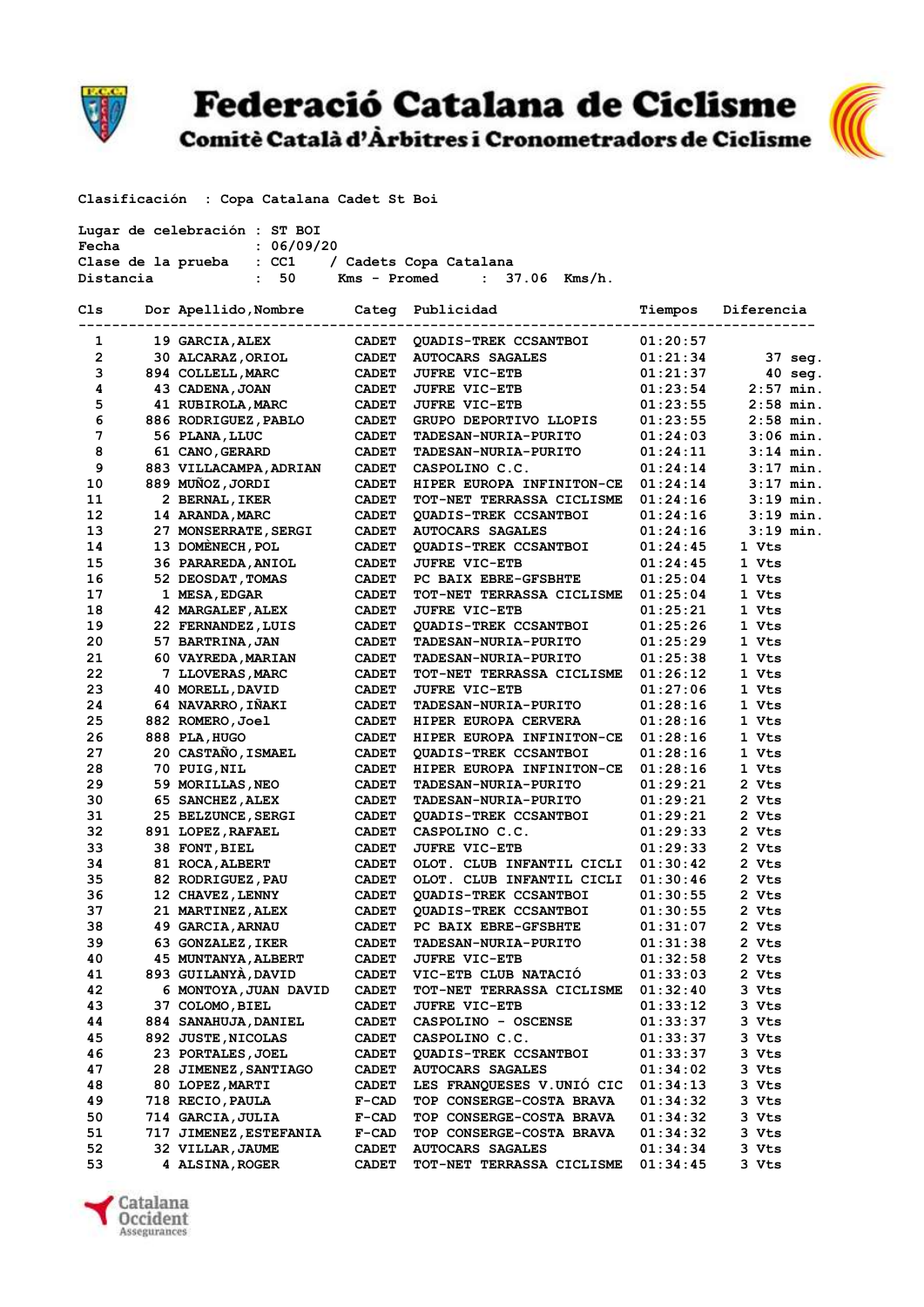# Federació Catalana de Ciclisme

## Comitè Català d'Àrbitres i Cronometradors de Ciclisme

Clasificación : Copa Catalana Cadet St Boi

Lugar de celebración : ST BOI
Fecha : 06/09/20
Clase de la prueba : CC1 / Cadets Copa Catalana
Distancia : 50 Kms - Promed : 37.06 Kms/h.

| Cls | Dor | Apellido,Nombre | Categ | Publicidad | Tiempos | Diferencia |
|---|---|---|---|---|---|---|
| 1 | 19 | GARCIA,ALEX | CADET | QUADIS-TREK CCSANTBOI | 01:20:57 | |
| 2 | 30 | ALCARAZ,ORIOL | CADET | AUTOCARS SAGALES | 01:21:34 | 37 seg. |
| 3 | 894 | COLLELL,MARC | CADET | JUFRE VIC-ETB | 01:21:37 | 40 seg. |
| 4 | 43 | CADENA,JOAN | CADET | JUFRE VIC-ETB | 01:23:54 | 2:57 min. |
| 5 | 41 | RUBIROLA,MARC | CADET | JUFRE VIC-ETB | 01:23:55 | 2:58 min. |
| 6 | 886 | RODRIGUEZ,PABLO | CADET | GRUPO DEPORTIVO LLOPIS | 01:23:55 | 2:58 min. |
| 7 | 56 | PLANA,LLUC | CADET | TADESAN-NURIA-PURITO | 01:24:03 | 3:06 min. |
| 8 | 61 | CANO,GERARD | CADET | TADESAN-NURIA-PURITO | 01:24:11 | 3:14 min. |
| 9 | 883 | VILLACAMPA,ADRIAN | CADET | CASPOLINO C.C. | 01:24:14 | 3:17 min. |
| 10 | 889 | MUÑOZ,JORDI | CADET | HIPER EUROPA INFINITON-CE | 01:24:14 | 3:17 min. |
| 11 | 2 | BERNAL,IKER | CADET | TOT-NET TERRASSA CICLISME | 01:24:16 | 3:19 min. |
| 12 | 14 | ARANDA,MARC | CADET | QUADIS-TREK CCSANTBOI | 01:24:16 | 3:19 min. |
| 13 | 27 | MONSERRATE,SERGI | CADET | AUTOCARS SAGALES | 01:24:16 | 3:19 min. |
| 14 | 13 | DOMÈNECH,POL | CADET | QUADIS-TREK CCSANTBOI | 01:24:45 | 1 Vts |
| 15 | 36 | PARAREDA,ANIOL | CADET | JUFRE VIC-ETB | 01:24:45 | 1 Vts |
| 16 | 52 | DEOSDAT,TOMAS | CADET | PC BAIX EBRE-GFSBHTE | 01:25:04 | 1 Vts |
| 17 | 1 | MESA,EDGAR | CADET | TOT-NET TERRASSA CICLISME | 01:25:04 | 1 Vts |
| 18 | 42 | MARGALEF,ALEX | CADET | JUFRE VIC-ETB | 01:25:21 | 1 Vts |
| 19 | 22 | FERNANDEZ,LUIS | CADET | QUADIS-TREK CCSANTBOI | 01:25:26 | 1 Vts |
| 20 | 57 | BARTRINA,JAN | CADET | TADESAN-NURIA-PURITO | 01:25:29 | 1 Vts |
| 21 | 60 | VAYREDA,MARIAN | CADET | TADESAN-NURIA-PURITO | 01:25:38 | 1 Vts |
| 22 | 7 | LLOVERAS,MARC | CADET | TOT-NET TERRASSA CICLISME | 01:26:12 | 1 Vts |
| 23 | 40 | MORELL,DAVID | CADET | JUFRE VIC-ETB | 01:27:06 | 1 Vts |
| 24 | 64 | NAVARRO,IÑAKI | CADET | TADESAN-NURIA-PURITO | 01:28:16 | 1 Vts |
| 25 | 882 | ROMERO,Joel | CADET | HIPER EUROPA CERVERA | 01:28:16 | 1 Vts |
| 26 | 888 | PLA,HUGO | CADET | HIPER EUROPA INFINITON-CE | 01:28:16 | 1 Vts |
| 27 | 20 | CASTAÑO,ISMAEL | CADET | QUADIS-TREK CCSANTBOI | 01:28:16 | 1 Vts |
| 28 | 70 | PUIG,NIL | CADET | HIPER EUROPA INFINITON-CE | 01:28:16 | 1 Vts |
| 29 | 59 | MORILLAS,NEO | CADET | TADESAN-NURIA-PURITO | 01:29:21 | 2 Vts |
| 30 | 65 | SANCHEZ,ALEX | CADET | TADESAN-NURIA-PURITO | 01:29:21 | 2 Vts |
| 31 | 25 | BELZUNCE,SERGI | CADET | QUADIS-TREK CCSANTBOI | 01:29:21 | 2 Vts |
| 32 | 891 | LOPEZ,RAFAEL | CADET | CASPOLINO C.C. | 01:29:33 | 2 Vts |
| 33 | 38 | FONT,BIEL | CADET | JUFRE VIC-ETB | 01:29:33 | 2 Vts |
| 34 | 81 | ROCA,ALBERT | CADET | OLOT. CLUB INFANTIL CICLI | 01:30:42 | 2 Vts |
| 35 | 82 | RODRIGUEZ,PAU | CADET | OLOT. CLUB INFANTIL CICLI | 01:30:46 | 2 Vts |
| 36 | 12 | CHAVEZ,LENNY | CADET | QUADIS-TREK CCSANTBOI | 01:30:55 | 2 Vts |
| 37 | 21 | MARTINEZ,ALEX | CADET | QUADIS-TREK CCSANTBOI | 01:30:55 | 2 Vts |
| 38 | 49 | GARCIA,ARNAU | CADET | PC BAIX EBRE-GFSBHTE | 01:31:07 | 2 Vts |
| 39 | 63 | GONZALEZ,IKER | CADET | TADESAN-NURIA-PURITO | 01:31:38 | 2 Vts |
| 40 | 45 | MUNTANYA,ALBERT | CADET | JUFRE VIC-ETB | 01:32:58 | 2 Vts |
| 41 | 893 | GUILANYÀ,DAVID | CADET | VIC-ETB CLUB NATACIÓ | 01:33:03 | 2 Vts |
| 42 | 6 | MONTOYA,JUAN DAVID | CADET | TOT-NET TERRASSA CICLISME | 01:32:40 | 3 Vts |
| 43 | 37 | COLOMO,BIEL | CADET | JUFRE VIC-ETB | 01:33:12 | 3 Vts |
| 44 | 884 | SANAHUJA,DANIEL | CADET | CASPOLINO - OSCENSE | 01:33:37 | 3 Vts |
| 45 | 892 | JUSTE,NICOLAS | CADET | CASPOLINO C.C. | 01:33:37 | 3 Vts |
| 46 | 23 | PORTALES,JOEL | CADET | QUADIS-TREK CCSANTBOI | 01:33:37 | 3 Vts |
| 47 | 28 | JIMENEZ,SANTIAGO | CADET | AUTOCARS SAGALES | 01:34:02 | 3 Vts |
| 48 | 80 | LOPEZ,MARTI | CADET | LES FRANQUESES V.UNIÓ CIC | 01:34:13 | 3 Vts |
| 49 | 718 | RECIO,PAULA | F-CAD | TOP CONSERGE-COSTA BRAVA | 01:34:32 | 3 Vts |
| 50 | 714 | GARCIA,JULIA | F-CAD | TOP CONSERGE-COSTA BRAVA | 01:34:32 | 3 Vts |
| 51 | 717 | JIMENEZ,ESTEFANIA | F-CAD | TOP CONSERGE-COSTA BRAVA | 01:34:32 | 3 Vts |
| 52 | 32 | VILLAR,JAUME | CADET | AUTOCARS SAGALES | 01:34:34 | 3 Vts |
| 53 | 4 | ALSINA,ROGER | CADET | TOT-NET TERRASSA CICLISME | 01:34:45 | 3 Vts |

Catalana Occident Assegurances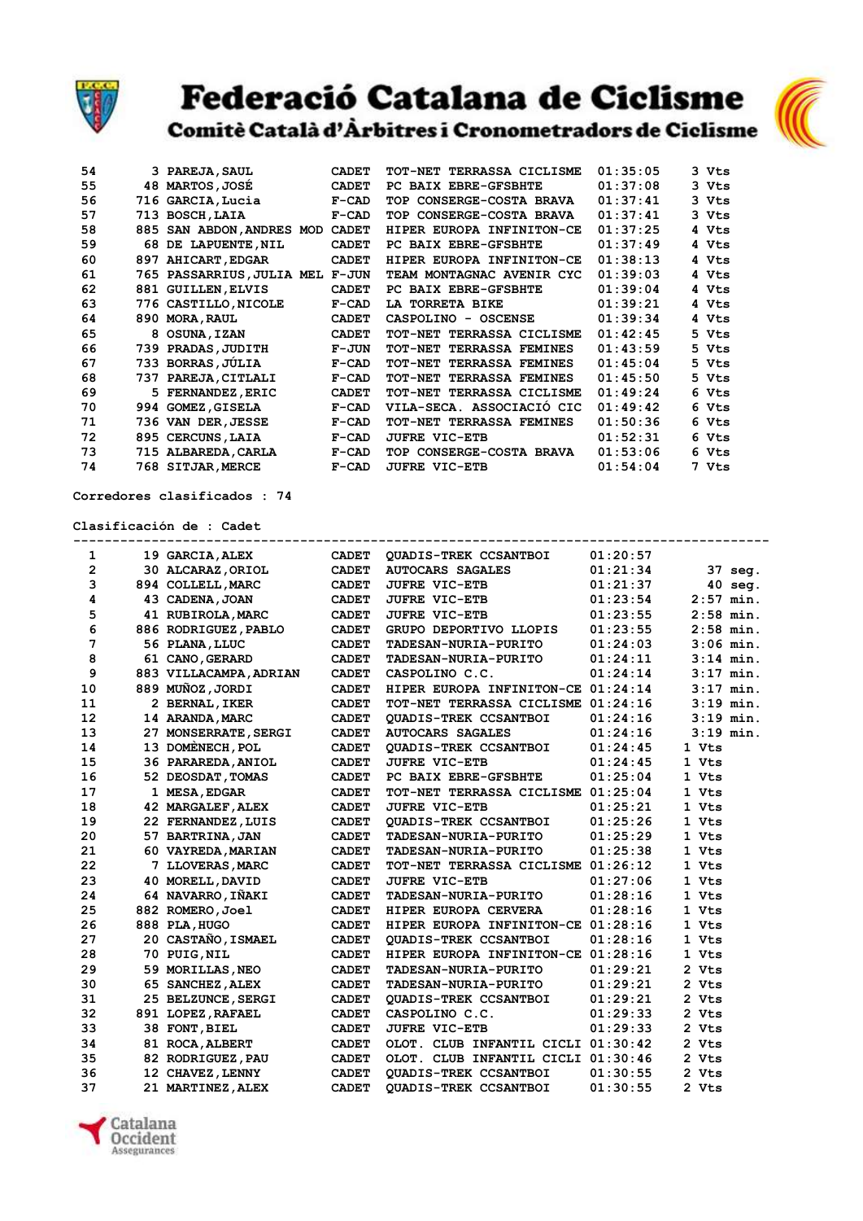| | | | | | | |
|---|---|---|---|---|---|---|
| 54 | 3 | PAREJA,SAUL | CADET | TOT-NET TERRASSA CICLISME | 01:35:05 | 3 Vts |
| 55 | 48 | MARTOS,JOSÉ | CADET | PC BAIX EBRE-GFSBHTE | 01:37:08 | 3 Vts |
| 56 | 716 | GARCIA,Lucia | F-CAD | TOP CONSERGE-COSTA BRAVA | 01:37:41 | 3 Vts |
| 57 | 713 | BOSCH,LAIA | F-CAD | TOP CONSERGE-COSTA BRAVA | 01:37:41 | 3 Vts |
| 58 | 885 | SAN ABDON,ANDRES MOD | CADET | HIPER EUROPA INFINITON-CE | 01:37:25 | 4 Vts |
| 59 | 68 | DE LAPUENTE,NIL | CADET | PC BAIX EBRE-GFSBHTE | 01:37:49 | 4 Vts |
| 60 | 897 | AHICART,EDGAR | CADET | HIPER EUROPA INFINITON-CE | 01:38:13 | 4 Vts |
| 61 | 765 | PASSARRIUS,JULIA MEL | F-JUN | TEAM MONTAGNAC AVENIR CYC | 01:39:03 | 4 Vts |
| 62 | 881 | GUILLEN,ELVIS | CADET | PC BAIX EBRE-GFSBHTE | 01:39:04 | 4 Vts |
| 63 | 776 | CASTILLO,NICOLE | F-CAD | LA TORRETA BIKE | 01:39:21 | 4 Vts |
| 64 | 890 | MORA,RAUL | CADET | CASPOLINO - OSCENSE | 01:39:34 | 4 Vts |
| 65 | 8 | OSUNA,IZAN | CADET | TOT-NET TERRASSA CICLISME | 01:42:45 | 5 Vts |
| 66 | 739 | PRADAS,JUDITH | F-JUN | TOT-NET TERRASSA FEMINES | 01:43:59 | 5 Vts |
| 67 | 733 | BORRAS,JÚLIA | F-CAD | TOT-NET TERRASSA FEMINES | 01:45:04 | 5 Vts |
| 68 | 737 | PAREJA,CITLALI | F-CAD | TOT-NET TERRASSA FEMINES | 01:45:50 | 5 Vts |
| 69 | 5 | FERNANDEZ,ERIC | CADET | TOT-NET TERRASSA CICLISME | 01:49:24 | 6 Vts |
| 70 | 994 | GOMEZ,GISELA | F-CAD | VILA-SECA. ASSOCIACIÓ CIC | 01:49:42 | 6 Vts |
| 71 | 736 | VAN DER,JESSE | F-CAD | TOT-NET TERRASSA FEMINES | 01:50:36 | 6 Vts |
| 72 | 895 | CERCUNS,LAIA | F-CAD | JUFRE VIC-ETB | 01:52:31 | 6 Vts |
| 73 | 715 | ALBAREDA,CARLA | F-CAD | TOP CONSERGE-COSTA BRAVA | 01:53:06 | 6 Vts |
| 74 | 768 | SITJAR,MERCE | F-CAD | JUFRE VIC-ETB | 01:54:04 | 7 Vts |

Corredores clasificados : 74

Clasificación de : Cadet

| | | | | | | |
|---|---|---|---|---|---|---|
| 1 | 19 | GARCIA,ALEX | CADET | QUADIS-TREK CCSANTBOI | 01:20:57 | |
| 2 | 30 | ALCARAZ,ORIOL | CADET | AUTOCARS SAGALES | 01:21:34 | 37 seg. |
| 3 | 894 | COLLELL,MARC | CADET | JUFRE VIC-ETB | 01:21:37 | 40 seg. |
| 4 | 43 | CADENA,JOAN | CADET | JUFRE VIC-ETB | 01:23:54 | 2:57 min. |
| 5 | 41 | RUBIROLA,MARC | CADET | JUFRE VIC-ETB | 01:23:55 | 2:58 min. |
| 6 | 886 | RODRIGUEZ,PABLO | CADET | GRUPO DEPORTIVO LLOPIS | 01:23:55 | 2:58 min. |
| 7 | 56 | PLANA,LLUC | CADET | TADESAN-NURIA-PURITO | 01:24:03 | 3:06 min. |
| 8 | 61 | CANO,GERARD | CADET | TADESAN-NURIA-PURITO | 01:24:11 | 3:14 min. |
| 9 | 883 | VILLACAMPA,ADRIAN | CADET | CASPOLINO C.C. | 01:24:14 | 3:17 min. |
| 10 | 889 | MUÑOZ,JORDI | CADET | HIPER EUROPA INFINITON-CE | 01:24:14 | 3:17 min. |
| 11 | 2 | BERNAL,IKER | CADET | TOT-NET TERRASSA CICLISME | 01:24:16 | 3:19 min. |
| 12 | 14 | ARANDA,MARC | CADET | QUADIS-TREK CCSANTBOI | 01:24:16 | 3:19 min. |
| 13 | 27 | MONSERRATE,SERGI | CADET | AUTOCARS SAGALES | 01:24:16 | 3:19 min. |
| 14 | 13 | DOMÈNECH,POL | CADET | QUADIS-TREK CCSANTBOI | 01:24:45 | 1 Vts |
| 15 | 36 | PARAREDA,ANIOL | CADET | JUFRE VIC-ETB | 01:24:45 | 1 Vts |
| 16 | 52 | DEOSDAT,TOMAS | CADET | PC BAIX EBRE-GFSBHTE | 01:25:04 | 1 Vts |
| 17 | 1 | MESA,EDGAR | CADET | TOT-NET TERRASSA CICLISME | 01:25:04 | 1 Vts |
| 18 | 42 | MARGALEF,ALEX | CADET | JUFRE VIC-ETB | 01:25:21 | 1 Vts |
| 19 | 22 | FERNANDEZ,LUIS | CADET | QUADIS-TREK CCSANTBOI | 01:25:26 | 1 Vts |
| 20 | 57 | BARTRINA,JAN | CADET | TADESAN-NURIA-PURITO | 01:25:29 | 1 Vts |
| 21 | 60 | VAYREDA,MARIAN | CADET | TADESAN-NURIA-PURITO | 01:25:38 | 1 Vts |
| 22 | 7 | LLOVERAS,MARC | CADET | TOT-NET TERRASSA CICLISME | 01:26:12 | 1 Vts |
| 23 | 40 | MORELL,DAVID | CADET | JUFRE VIC-ETB | 01:27:06 | 1 Vts |
| 24 | 64 | NAVARRO,IÑAKI | CADET | TADESAN-NURIA-PURITO | 01:28:16 | 1 Vts |
| 25 | 882 | ROMERO,Joel | CADET | HIPER EUROPA CERVERA | 01:28:16 | 1 Vts |
| 26 | 888 | PLA,HUGO | CADET | HIPER EUROPA INFINITON-CE | 01:28:16 | 1 Vts |
| 27 | 20 | CASTAÑO,ISMAEL | CADET | QUADIS-TREK CCSANTBOI | 01:28:16 | 1 Vts |
| 28 | 70 | PUIG,NIL | CADET | HIPER EUROPA INFINITON-CE | 01:28:16 | 1 Vts |
| 29 | 59 | MORILLAS,NEO | CADET | TADESAN-NURIA-PURITO | 01:29:21 | 2 Vts |
| 30 | 65 | SANCHEZ,ALEX | CADET | TADESAN-NURIA-PURITO | 01:29:21 | 2 Vts |
| 31 | 25 | BELZUNCE,SERGI | CADET | QUADIS-TREK CCSANTBOI | 01:29:21 | 2 Vts |
| 32 | 891 | LOPEZ,RAFAEL | CADET | CASPOLINO C.C. | 01:29:33 | 2 Vts |
| 33 | 38 | FONT,BIEL | CADET | JUFRE VIC-ETB | 01:29:33 | 2 Vts |
| 34 | 81 | ROCA,ALBERT | CADET | OLOT. CLUB INFANTIL CICLI | 01:30:42 | 2 Vts |
| 35 | 82 | RODRIGUEZ,PAU | CADET | OLOT. CLUB INFANTIL CICLI | 01:30:46 | 2 Vts |
| 36 | 12 | CHAVEZ,LENNY | CADET | QUADIS-TREK CCSANTBOI | 01:30:55 | 2 Vts |
| 37 | 21 | MARTINEZ,ALEX | CADET | QUADIS-TREK CCSANTBOI | 01:30:55 | 2 Vts |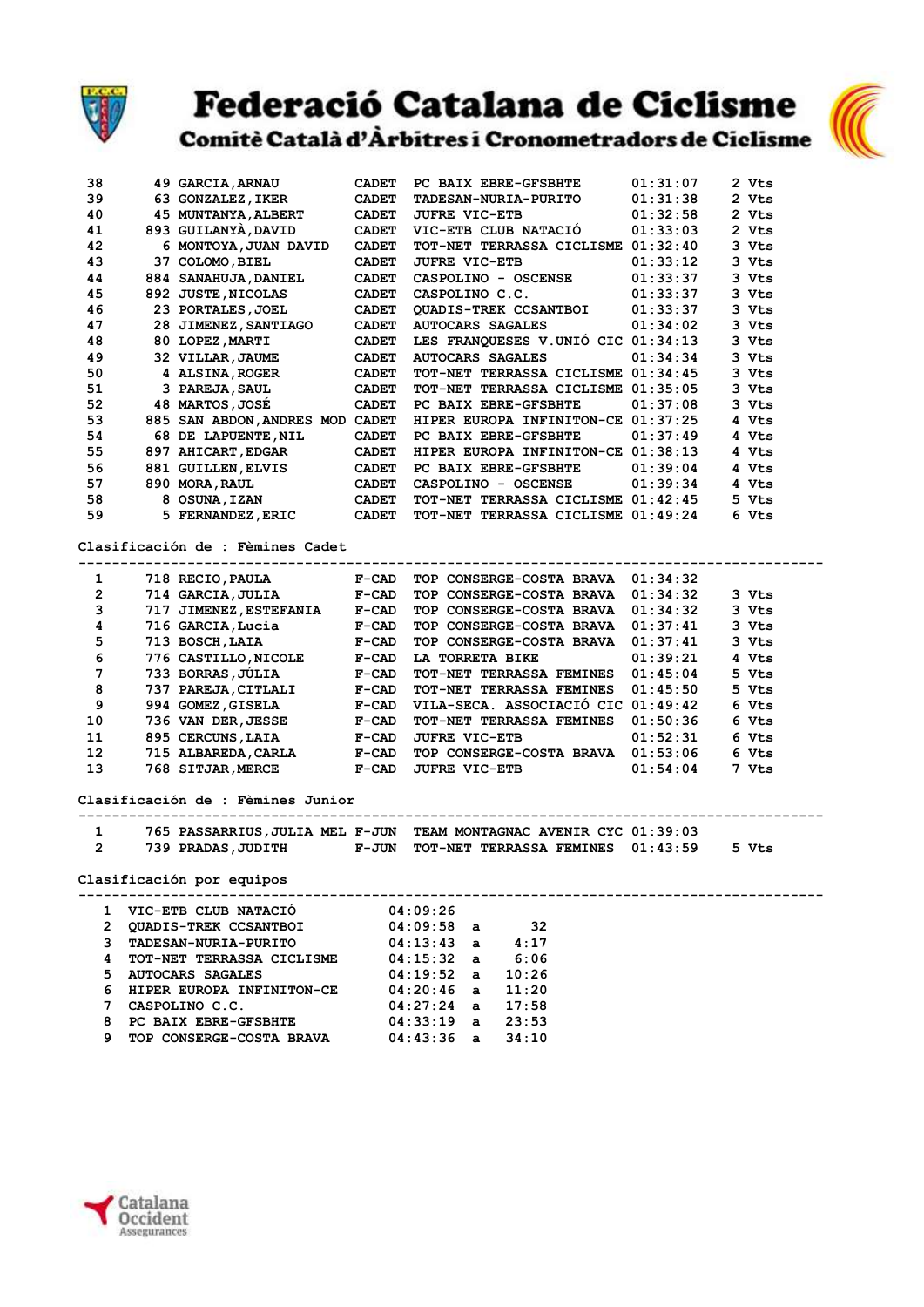| | | | | | | |
|---|---|---|---|---|---|---|
| 38 | 49 | GARCIA,ARNAU | CADET | PC BAIX EBRE-GFSBHTE | 01:31:07 | 2 Vts |
| 39 | 63 | GONZALEZ,IKER | CADET | TADESAN-NURIA-PURITO | 01:31:38 | 2 Vts |
| 40 | 45 | MUNTANYA,ALBERT | CADET | JUFRE VIC-ETB | 01:32:58 | 2 Vts |
| 41 | 893 | GUILANYÀ,DAVID | CADET | VIC-ETB CLUB NATACIÓ | 01:33:03 | 2 Vts |
| 42 | 6 | MONTOYA,JUAN DAVID | CADET | TOT-NET TERRASSA CICLISME | 01:32:40 | 3 Vts |
| 43 | 37 | COLOMO,BIEL | CADET | JUFRE VIC-ETB | 01:33:12 | 3 Vts |
| 44 | 884 | SANAHUJA,DANIEL | CADET | CASPOLINO - OSCENSE | 01:33:37 | 3 Vts |
| 45 | 892 | JUSTE,NICOLAS | CADET | CASPOLINO C.C. | 01:33:37 | 3 Vts |
| 46 | 23 | PORTALES,JOEL | CADET | QUADIS-TREK CCSANTBOI | 01:33:37 | 3 Vts |
| 47 | 28 | JIMENEZ,SANTIAGO | CADET | AUTOCARS SAGALES | 01:34:02 | 3 Vts |
| 48 | 80 | LOPEZ,MARTI | CADET | LES FRANQUESES V.UNIÓ CIC | 01:34:13 | 3 Vts |
| 49 | 32 | VILLAR,JAUME | CADET | AUTOCARS SAGALES | 01:34:34 | 3 Vts |
| 50 | 4 | ALSINA,ROGER | CADET | TOT-NET TERRASSA CICLISME | 01:34:45 | 3 Vts |
| 51 | 3 | PAREJA,SAUL | CADET | TOT-NET TERRASSA CICLISME | 01:35:05 | 3 Vts |
| 52 | 48 | MARTOS,JOSÉ | CADET | PC BAIX EBRE-GFSBHTE | 01:37:08 | 3 Vts |
| 53 | 885 | SAN ABDON,ANDRES MOD | CADET | HIPER EUROPA INFINITON-CE | 01:37:25 | 4 Vts |
| 54 | 68 | DE LAPUENTE,NIL | CADET | PC BAIX EBRE-GFSBHTE | 01:37:49 | 4 Vts |
| 55 | 897 | AHICART,EDGAR | CADET | HIPER EUROPA INFINITON-CE | 01:38:13 | 4 Vts |
| 56 | 881 | GUILLEN,ELVIS | CADET | PC BAIX EBRE-GFSBHTE | 01:39:04 | 4 Vts |
| 57 | 890 | MORA,RAUL | CADET | CASPOLINO - OSCENSE | 01:39:34 | 4 Vts |
| 58 | 8 | OSUNA,IZAN | CADET | TOT-NET TERRASSA CICLISME | 01:42:45 | 5 Vts |
| 59 | 5 | FERNANDEZ,ERIC | CADET | TOT-NET TERRASSA CICLISME | 01:49:24 | 6 Vts |

**Clasificación de : Fèmines Cadet**

| | | | | | | |
|---|---|---|---|---|---|---|
| 1 | 718 | RECIO,PAULA | F-CAD | TOP CONSERGE-COSTA BRAVA | 01:34:32 | |
| 2 | 714 | GARCIA,JULIA | F-CAD | TOP CONSERGE-COSTA BRAVA | 01:34:32 | 3 Vts |
| 3 | 717 | JIMENEZ,ESTEFANIA | F-CAD | TOP CONSERGE-COSTA BRAVA | 01:34:32 | 3 Vts |
| 4 | 716 | GARCIA,Lucia | F-CAD | TOP CONSERGE-COSTA BRAVA | 01:37:41 | 3 Vts |
| 5 | 713 | BOSCH,LAIA | F-CAD | TOP CONSERGE-COSTA BRAVA | 01:37:41 | 3 Vts |
| 6 | 776 | CASTILLO,NICOLE | F-CAD | LA TORRETA BIKE | 01:39:21 | 4 Vts |
| 7 | 733 | BORRAS,JÚLIA | F-CAD | TOT-NET TERRASSA FEMINES | 01:45:04 | 5 Vts |
| 8 | 737 | PAREJA,CITLALI | F-CAD | TOT-NET TERRASSA FEMINES | 01:45:50 | 5 Vts |
| 9 | 994 | GOMEZ,GISELA | F-CAD | VILA-SECA. ASSOCIACIÓ CIC | 01:49:42 | 6 Vts |
| 10 | 736 | VAN DER,JESSE | F-CAD | TOT-NET TERRASSA FEMINES | 01:50:36 | 6 Vts |
| 11 | 895 | CERCUNS,LAIA | F-CAD | JUFRE VIC-ETB | 01:52:31 | 6 Vts |
| 12 | 715 | ALBAREDA,CARLA | F-CAD | TOP CONSERGE-COSTA BRAVA | 01:53:06 | 6 Vts |
| 13 | 768 | SITJAR,MERCE | F-CAD | JUFRE VIC-ETB | 01:54:04 | 7 Vts |

**Clasificación de : Fèmines Junior**

| | | | | | | |
|---|---|---|---|---|---|---|
| 1 | 765 | PASSARRIUS,JULIA MEL | F-JUN | TEAM MONTAGNAC AVENIR CYC | 01:39:03 | |
| 2 | 739 | PRADAS,JUDITH | F-JUN | TOT-NET TERRASSA FEMINES | 01:43:59 | 5 Vts |

**Clasificación por equipos**

| | | | | |
|---|---|---|---|---|
| 1 | VIC-ETB CLUB NATACIÓ | 04:09:26 | | |
| 2 | QUADIS-TREK CCSANTBOI | 04:09:58 | a | 32 |
| 3 | TADESAN-NURIA-PURITO | 04:13:43 | a | 4:17 |
| 4 | TOT-NET TERRASSA CICLISME | 04:15:32 | a | 6:06 |
| 5 | AUTOCARS SAGALES | 04:19:52 | a | 10:26 |
| 6 | HIPER EUROPA INFINITON-CE | 04:20:46 | a | 11:20 |
| 7 | CASPOLINO C.C. | 04:27:24 | a | 17:58 |
| 8 | PC BAIX EBRE-GFSBHTE | 04:33:19 | a | 23:53 |
| 9 | TOP CONSERGE-COSTA BRAVA | 04:43:36 | a | 34:10 |